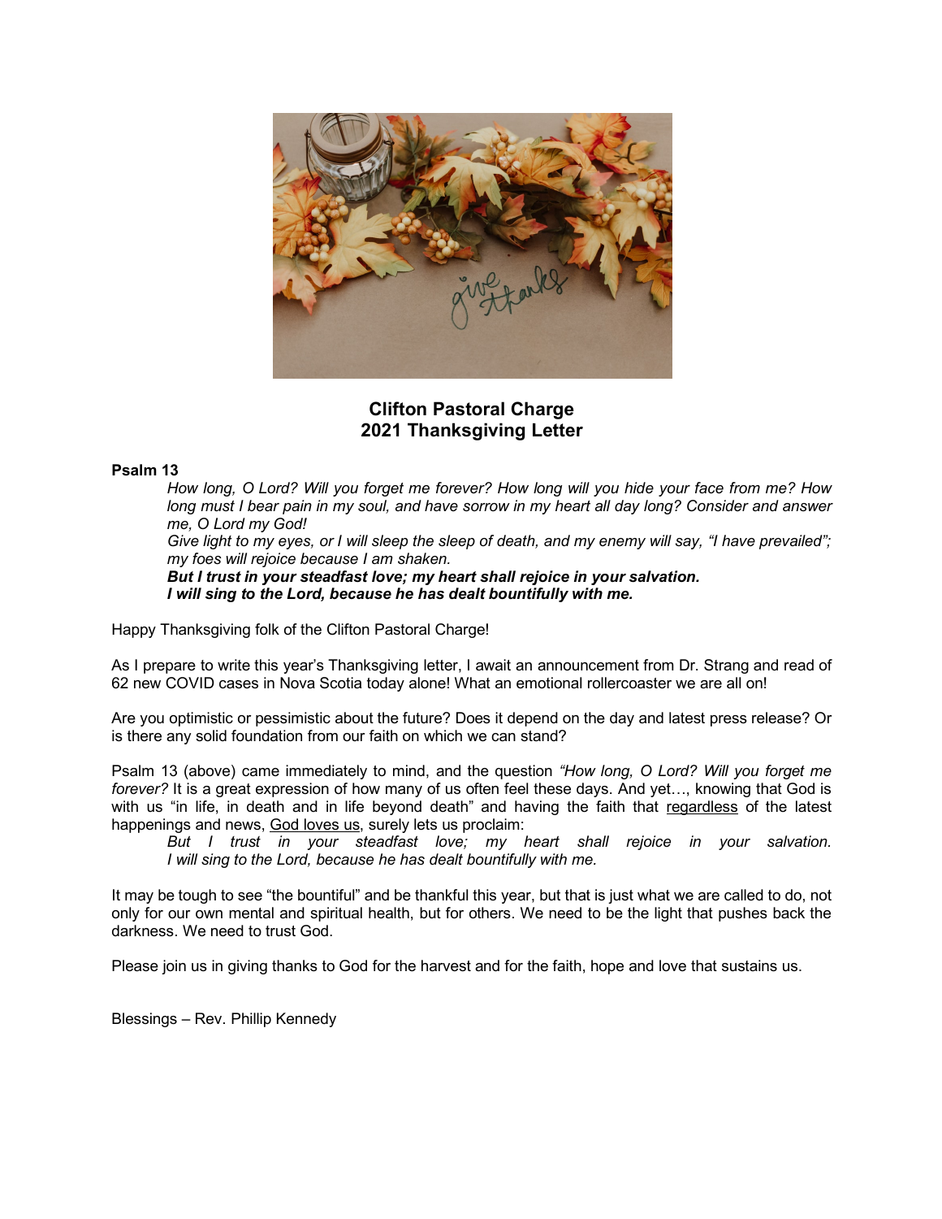# Clifton Pastoral Charge
# 2021 Thanksgiving Letter

**Psalm 13**

> *How long, O Lord? Will you forget me forever? How long will you hide your face from me? How long must I bear pain in my soul, and have sorrow in my heart all day long? Consider and answer me, O Lord my God!*
>
> *Give light to my eyes, or I will sleep the sleep of death, and my enemy will say, "I have prevailed"; my foes will rejoice because I am shaken.*
>
> ***But I trust in your steadfast love; my heart shall rejoice in your salvation.***
> ***I will sing to the Lord, because he has dealt bountifully with me.***

Happy Thanksgiving folk of the Clifton Pastoral Charge!

As I prepare to write this year's Thanksgiving letter, I await an announcement from Dr. Strang and read of 62 new COVID cases in Nova Scotia today alone! What an emotional rollercoaster we are all on!

Are you optimistic or pessimistic about the future? Does it depend on the day and latest press release? Or is there any solid foundation from our faith on which we can stand?

Psalm 13 (above) came immediately to mind, and the question *"How long, O Lord? Will you forget me forever?* It is a great expression of how many of us often feel these days. And yet…, knowing that God is with us "in life, in death and in life beyond death" and having the faith that <u>regardless</u> of the latest happenings and news, <u>God loves us</u>, surely lets us proclaim:

> *But I trust in your steadfast love; my heart shall rejoice in your salvation.*
> *I will sing to the Lord, because he has dealt bountifully with me.*

It may be tough to see "the bountiful" and be thankful this year, but that is just what we are called to do, not only for our own mental and spiritual health, but for others. We need to be the light that pushes back the darkness. We need to trust God.

Please join us in giving thanks to God for the harvest and for the faith, hope and love that sustains us.

Blessings – Rev. Phillip Kennedy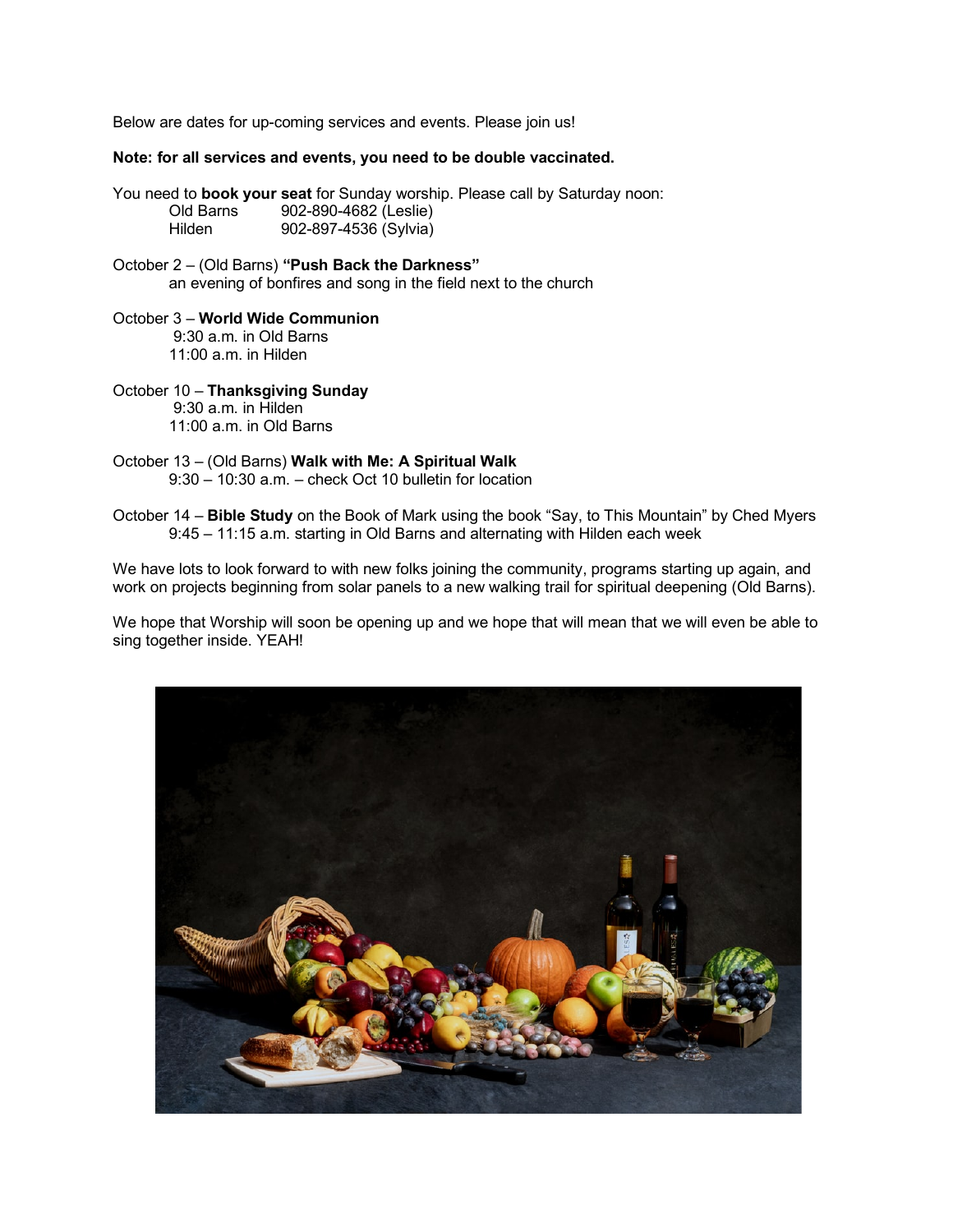Below are dates for up-coming services and events. Please join us!

**Note: for all services and events, you need to be double vaccinated.**

You need to **book your seat** for Sunday worship. Please call by Saturday noon:

Old Barns 902-890-4682 (Leslie)
Hilden 902-897-4536 (Sylvia)

October 2 – (Old Barns) **"Push Back the Darkness"**
an evening of bonfires and song in the field next to the church

October 3 – **World Wide Communion**
9:30 a.m. in Old Barns
11:00 a.m. in Hilden

October 10 – **Thanksgiving Sunday**
9:30 a.m. in Hilden
11:00 a.m. in Old Barns

October 13 – (Old Barns) **Walk with Me: A Spiritual Walk**
9:30 – 10:30 a.m. – check Oct 10 bulletin for location

October 14 – **Bible Study** on the Book of Mark using the book "Say, to This Mountain" by Ched Myers
9:45 – 11:15 a.m. starting in Old Barns and alternating with Hilden each week

We have lots to look forward to with new folks joining the community, programs starting up again, and work on projects beginning from solar panels to a new walking trail for spiritual deepening (Old Barns).

We hope that Worship will soon be opening up and we hope that will mean that we will even be able to sing together inside. YEAH!